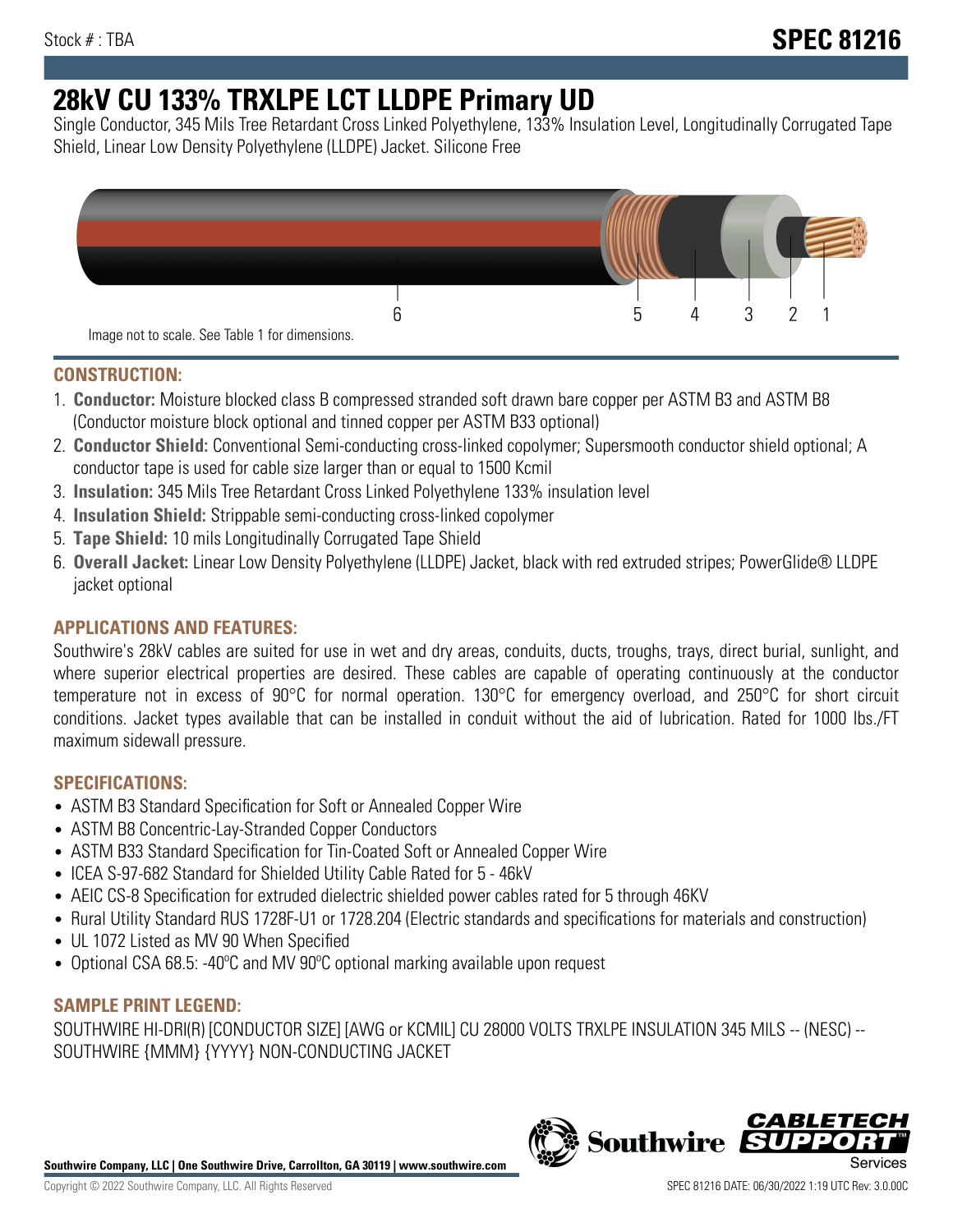Stock # : TBA

**SPEC 81216**

# 28kV CU 133% TRXLPE LCT LLDPE Primary UD

Single Conductor, 345 Mils Tree Retardant Cross Linked Polyethylene, 133% Insulation Level, Longitudinally Corrugated Tape Shield, Linear Low Density Polyethylene (LLDPE) Jacket. Silicone Free

6 5 4 3 2 1

Image not to scale. See Table 1 for dimensions.

## CONSTRUCTION:

1. **Conductor:** Moisture blocked class B compressed stranded soft drawn bare copper per ASTM B3 and ASTM B8 (Conductor moisture block optional and tinned copper per ASTM B33 optional)
2. **Conductor Shield:** Conventional Semi-conducting cross-linked copolymer; Supersmooth conductor shield optional; A conductor tape is used for cable size larger than or equal to 1500 Kcmil
3. **Insulation:** 345 Mils Tree Retardant Cross Linked Polyethylene 133% insulation level
4. **Insulation Shield:** Strippable semi-conducting cross-linked copolymer
5. **Tape Shield:** 10 mils Longitudinally Corrugated Tape Shield
6. **Overall Jacket:** Linear Low Density Polyethylene (LLDPE) Jacket, black with red extruded stripes; PowerGlide® LLDPE jacket optional

## APPLICATIONS AND FEATURES:

Southwire's 28kV cables are suited for use in wet and dry areas, conduits, ducts, troughs, trays, direct burial, sunlight, and where superior electrical properties are desired. These cables are capable of operating continuously at the conductor temperature not in excess of 90°C for normal operation. 130°C for emergency overload, and 250°C for short circuit conditions. Jacket types available that can be installed in conduit without the aid of lubrication. Rated for 1000 lbs./FT maximum sidewall pressure.

## SPECIFICATIONS:

- ASTM B3 Standard Specification for Soft or Annealed Copper Wire
- ASTM B8 Concentric-Lay-Stranded Copper Conductors
- ASTM B33 Standard Specification for Tin-Coated Soft or Annealed Copper Wire
- ICEA S-97-682 Standard for Shielded Utility Cable Rated for 5 - 46kV
- AEIC CS-8 Specification for extruded dielectric shielded power cables rated for 5 through 46KV
- Rural Utility Standard RUS 1728F-U1 or 1728.204 (Electric standards and specifications for materials and construction)
- UL 1072 Listed as MV 90 When Specified
- Optional CSA 68.5: -40ºC and MV 90ºC optional marking available upon request

## SAMPLE PRINT LEGEND:

SOUTHWIRE HI-DRI(R) [CONDUCTOR SIZE] [AWG or KCMIL] CU 28000 VOLTS TRXLPE INSULATION 345 MILS -- (NESC) -- SOUTHWIRE {MMM} {YYYY} NON-CONDUCTING JACKET

**Southwire Company, LLC | One Southwire Drive, Carrollton, GA 30119 | www.southwire.com**

Copyright © 2022 Southwire Company, LLC. All Rights Reserved

SPEC 81216 DATE: 06/30/2022 1:19 UTC Rev: 3.0.00C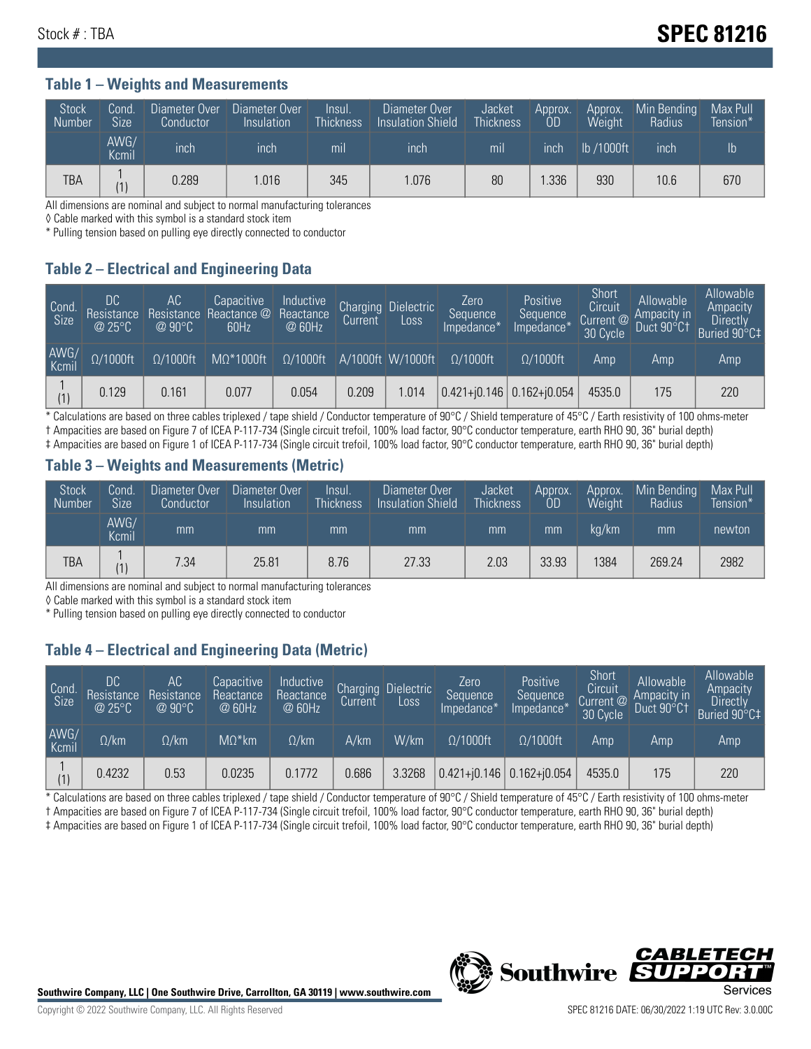Stock # : TBA

# SPEC 81216

## Table 1 – Weights and Measurements

| Stock Number | Cond. Size | Diameter Over Conductor | Diameter Over Insulation | Insul. Thickness | Diameter Over Insulation Shield | Jacket Thickness | Approx. OD | Approx. Weight | Min Bending Radius | Max Pull Tension* |
|---|---|---|---|---|---|---|---|---|---|---|
| | AWG/ Kcmil | inch | inch | mil | inch | mil | inch | lb /1000ft | inch | lb |
| TBA | 1 (1) | 0.289 | 1.016 | 345 | 1.076 | 80 | 1.336 | 930 | 10.6 | 670 |

All dimensions are nominal and subject to normal manufacturing tolerances

◊ Cable marked with this symbol is a standard stock item

* Pulling tension based on pulling eye directly connected to conductor

## Table 2 – Electrical and Engineering Data

| Cond. Size | DC Resistance @ 25°C | AC Resistance @ 90°C | Capacitive Reactance @ 60Hz | Inductive Reactance @ 60Hz | Charging Current | Dielectric Loss | Zero Sequence Impedance* | Positive Sequence Impedance* | Short Circuit Current @ 30 Cycle | Allowable Ampacity in Duct 90°C† | Allowable Ampacity Directly Buried 90°C‡ |
|---|---|---|---|---|---|---|---|---|---|---|---|
| AWG/ Kcmil | Ω/1000ft | Ω/1000ft | MΩ*1000ft | Ω/1000ft | A/1000ft | W/1000ft | Ω/1000ft | Ω/1000ft | Amp | Amp | Amp |
| 1 (1) | 0.129 | 0.161 | 0.077 | 0.054 | 0.209 | 1.014 | 0.421+j0.146 | 0.162+j0.054 | 4535.0 | 175 | 220 |

* Calculations are based on three cables triplexed / tape shield / Conductor temperature of 90°C / Shield temperature of 45°C / Earth resistivity of 100 ohms-meter

† Ampacities are based on Figure 7 of ICEA P-117-734 (Single circuit trefoil, 100% load factor, 90°C conductor temperature, earth RHO 90, 36" burial depth)

‡ Ampacities are based on Figure 1 of ICEA P-117-734 (Single circuit trefoil, 100% load factor, 90°C conductor temperature, earth RHO 90, 36" burial depth)

## Table 3 – Weights and Measurements (Metric)

| Stock Number | Cond. Size | Diameter Over Conductor | Diameter Over Insulation | Insul. Thickness | Diameter Over Insulation Shield | Jacket Thickness | Approx. OD | Approx. Weight | Min Bending Radius | Max Pull Tension* |
|---|---|---|---|---|---|---|---|---|---|---|
| | AWG/ Kcmil | mm | mm | mm | mm | mm | mm | kg/km | mm | newton |
| TBA | 1 (1) | 7.34 | 25.81 | 8.76 | 27.33 | 2.03 | 33.93 | 1384 | 269.24 | 2982 |

All dimensions are nominal and subject to normal manufacturing tolerances

◊ Cable marked with this symbol is a standard stock item

* Pulling tension based on pulling eye directly connected to conductor

## Table 4 – Electrical and Engineering Data (Metric)

| Cond. Size | DC Resistance @ 25°C | AC Resistance @ 90°C | Capacitive Reactance @ 60Hz | Inductive Reactance @ 60Hz | Charging Current | Dielectric Loss | Zero Sequence Impedance* | Positive Sequence Impedance* | Short Circuit Current @ 30 Cycle | Allowable Ampacity in Duct 90°C† | Allowable Ampacity Directly Buried 90°C‡ |
|---|---|---|---|---|---|---|---|---|---|---|---|
| AWG/ Kcmil | Ω/km | Ω/km | MΩ*km | Ω/km | A/km | W/km | Ω/1000ft | Ω/1000ft | Amp | Amp | Amp |
| 1 (1) | 0.4232 | 0.53 | 0.0235 | 0.1772 | 0.686 | 3.3268 | 0.421+j0.146 | 0.162+j0.054 | 4535.0 | 175 | 220 |

* Calculations are based on three cables triplexed / tape shield / Conductor temperature of 90°C / Shield temperature of 45°C / Earth resistivity of 100 ohms-meter

† Ampacities are based on Figure 7 of ICEA P-117-734 (Single circuit trefoil, 100% load factor, 90°C conductor temperature, earth RHO 90, 36" burial depth)

‡ Ampacities are based on Figure 1 of ICEA P-117-734 (Single circuit trefoil, 100% load factor, 90°C conductor temperature, earth RHO 90, 36" burial depth)

**Southwire Company, LLC | One Southwire Drive, Carrollton, GA 30119 | www.southwire.com**

Copyright © 2022 Southwire Company, LLC. All Rights Reserved

SPEC 81216 DATE: 06/30/2022 1:19 UTC Rev: 3.0.00C